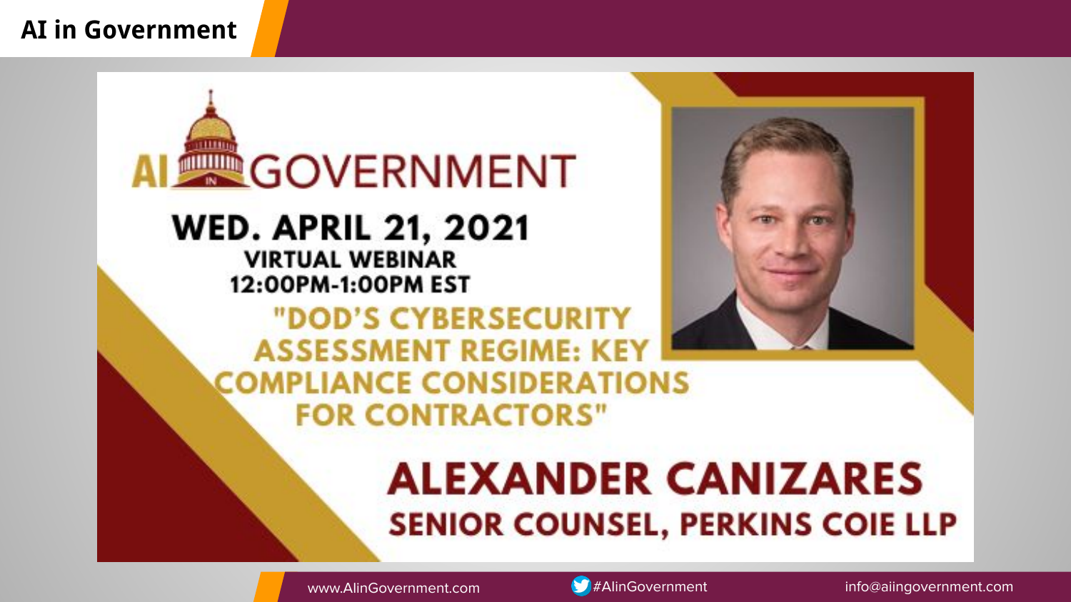# AI in Government

## AI IN GOVERNMENT

**WED. APRIL 21, 2021**

**VIRTUAL WEBINAR**

**12:00PM-1:00PM EST**

**"DOD'S CYBERSECURITY ASSESSMENT REGIME: KEY COMPLIANCE CONSIDERATIONS FOR CONTRACTORS"**

**ALEXANDER CANIZARES**

**SENIOR COUNSEL, PERKINS COIE LLP**

www.AIinGovernment.com #AIinGovernment info@aiingovernment.com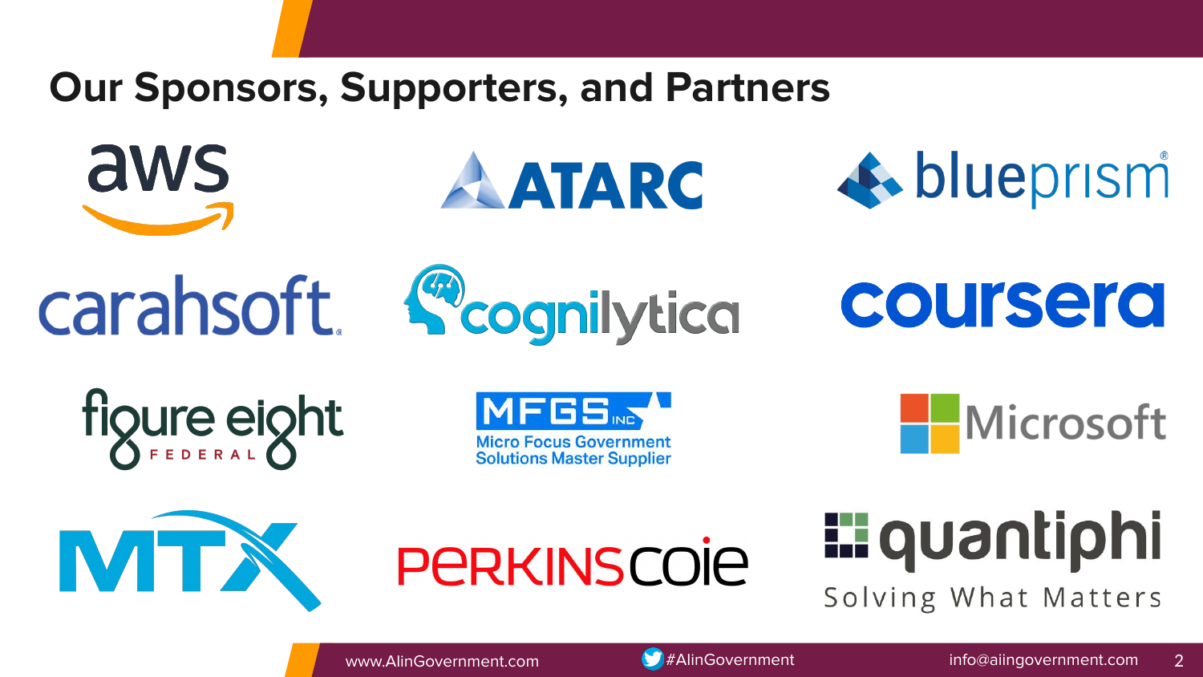# Our Sponsors, Supporters, and Partners

aws

ATARC

blueprism

carahsoft

cognilytica

coursera

figure eight FEDERAL

MFGS INC
Micro Focus Government Solutions Master Supplier

Microsoft

MTX

PERKINS COIE

quantiphi
Solving What Matters

www.AIinGovernment.com #AIinGovernment info@aiingovernment.com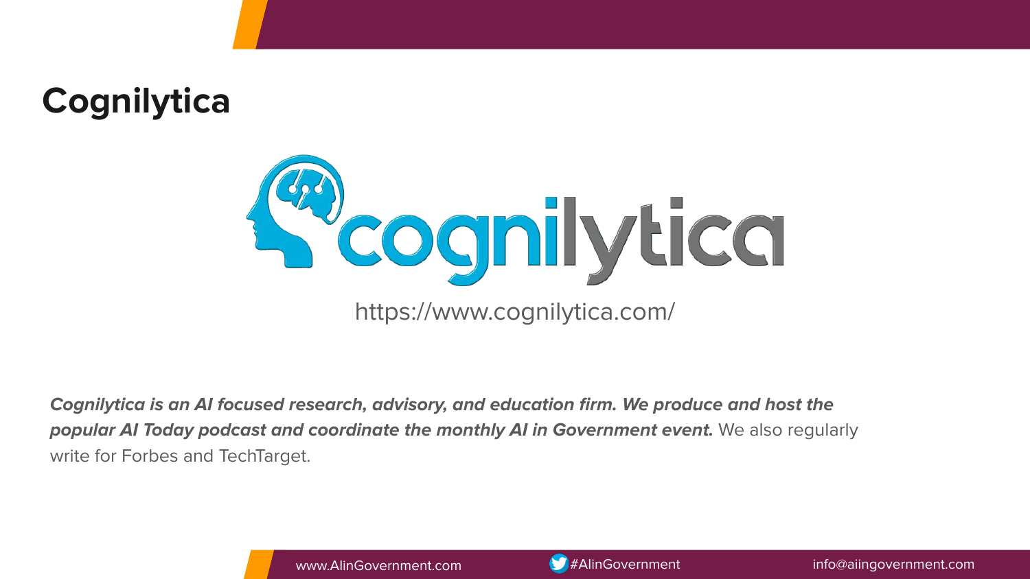# Cognilytica

https://www.cognilytica.com/

***Cognilytica is an AI focused research, advisory, and education firm. We produce and host the popular AI Today podcast and coordinate the monthly AI in Government event.*** We also regularly write for Forbes and TechTarget.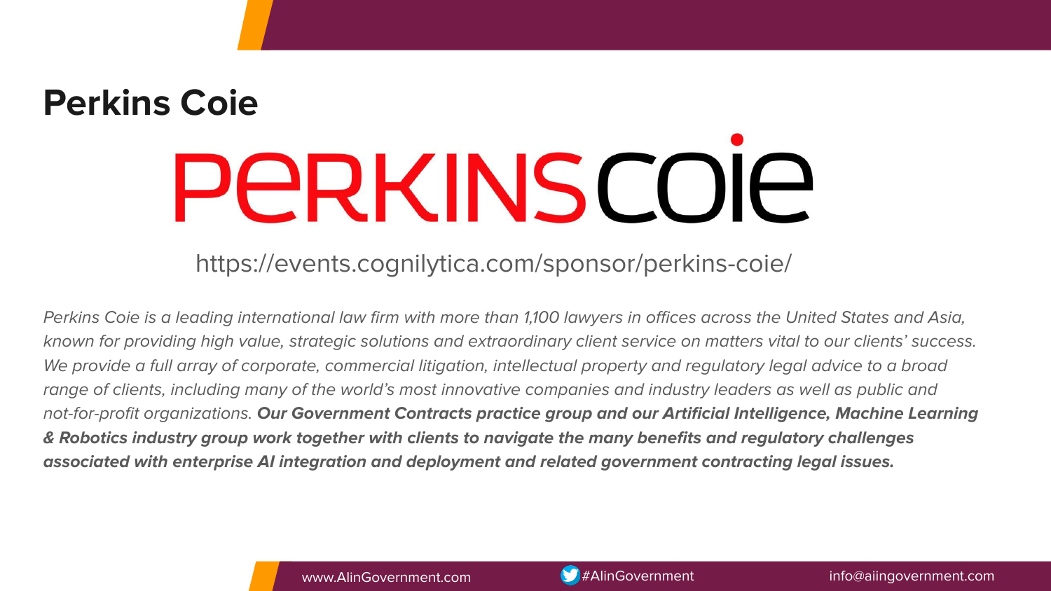# Perkins Coie

PERKINS COIE

https://events.cognilytica.com/sponsor/perkins-coie/

*Perkins Coie is a leading international law firm with more than 1,100 lawyers in offices across the United States and Asia, known for providing high value, strategic solutions and extraordinary client service on matters vital to our clients' success. We provide a full array of corporate, commercial litigation, intellectual property and regulatory legal advice to a broad range of clients, including many of the world's most innovative companies and industry leaders as well as public and not-for-profit organizations.* ***Our Government Contracts practice group and our Artificial Intelligence, Machine Learning & Robotics industry group work together with clients to navigate the many benefits and regulatory challenges associated with enterprise AI integration and deployment and related government contracting legal issues.***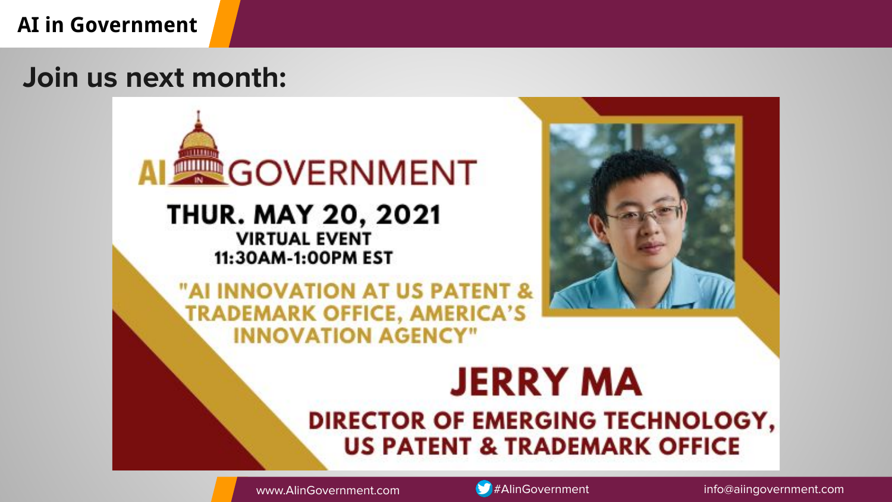## Join us next month:

# AI IN GOVERNMENT

**THUR. MAY 20, 2021**

**VIRTUAL EVENT**

**11:30AM-1:00PM EST**

**"AI INNOVATION AT US PATENT & TRADEMARK OFFICE, AMERICA'S INNOVATION AGENCY"**

## JERRY MA

**DIRECTOR OF EMERGING TECHNOLOGY, US PATENT & TRADEMARK OFFICE**

www.AIinGovernment.com | #AIinGovernment | info@aiingovernment.com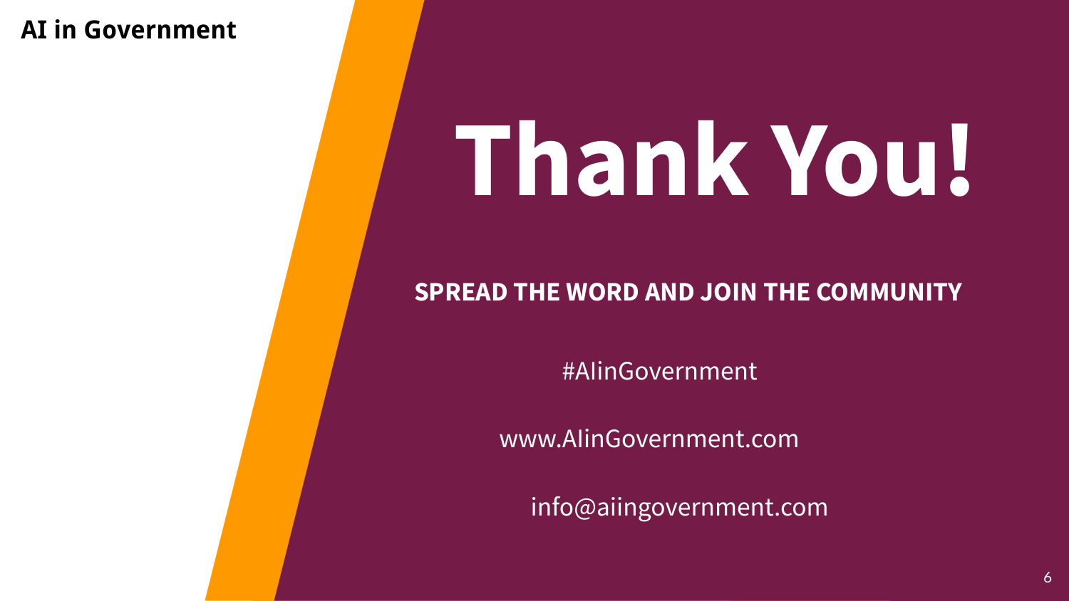# Thank You!

**SPREAD THE WORD AND JOIN THE COMMUNITY**

#AIinGovernment

www.AIinGovernment.com

info@aiingovernment.com